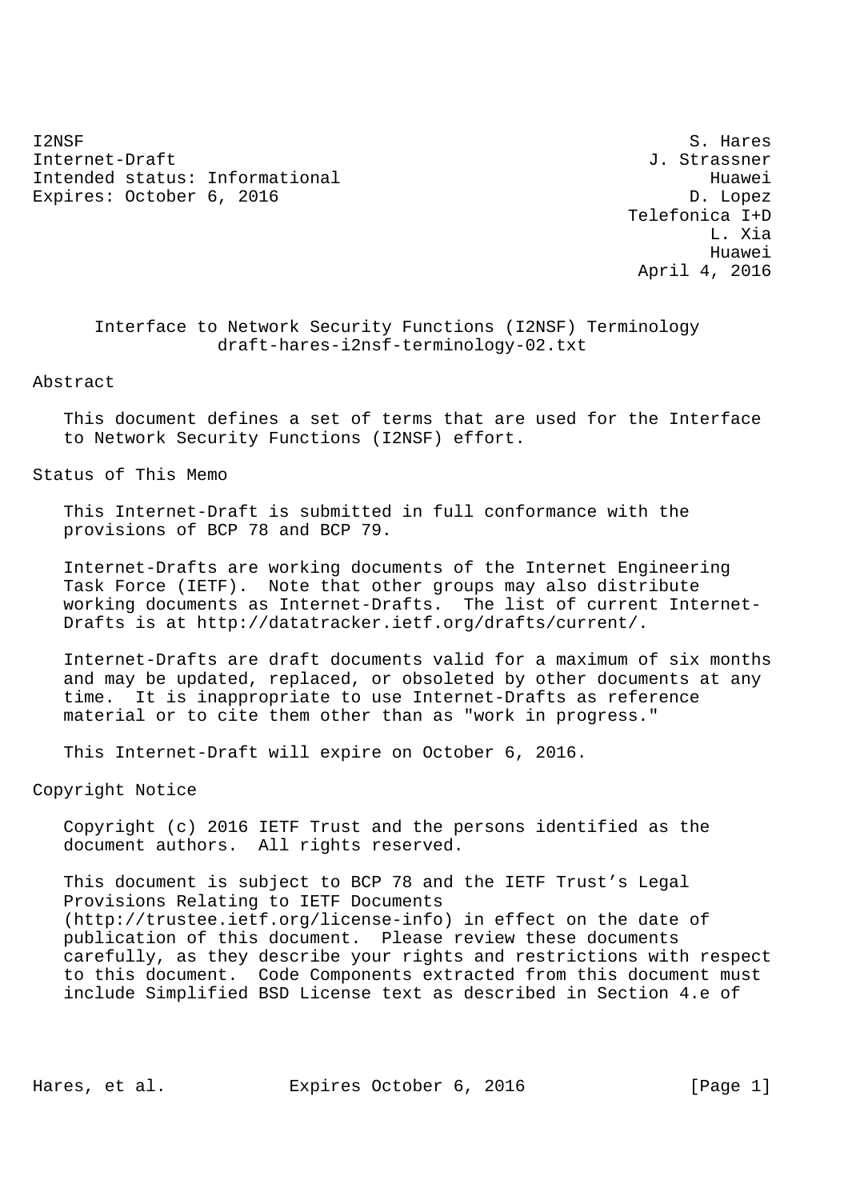I2NSF                                                           S. Hares
Internet-Draft                                              J. Strassner
Intended status: Informational                                    Huawei
Expires: October 6, 2016                                        D. Lopez
                                                          Telefonica I+D
                                                                  L. Xia
                                                                  Huawei
                                                           April 4, 2016

# Interface to Network Security Functions (I2NSF) Terminology

draft-hares-i2nsf-terminology-02.txt

## Abstract

This document defines a set of terms that are used for the Interface to Network Security Functions (I2NSF) effort.

## Status of This Memo

This Internet-Draft is submitted in full conformance with the provisions of BCP 78 and BCP 79.

Internet-Drafts are working documents of the Internet Engineering Task Force (IETF). Note that other groups may also distribute working documents as Internet-Drafts. The list of current Internet-Drafts is at http://datatracker.ietf.org/drafts/current/.

Internet-Drafts are draft documents valid for a maximum of six months and may be updated, replaced, or obsoleted by other documents at any time. It is inappropriate to use Internet-Drafts as reference material or to cite them other than as "work in progress."

This Internet-Draft will expire on October 6, 2016.

## Copyright Notice

Copyright (c) 2016 IETF Trust and the persons identified as the document authors. All rights reserved.

This document is subject to BCP 78 and the IETF Trust’s Legal Provisions Relating to IETF Documents (http://trustee.ietf.org/license-info) in effect on the date of publication of this document. Please review these documents carefully, as they describe your rights and restrictions with respect to this document. Code Components extracted from this document must include Simplified BSD License text as described in Section 4.e of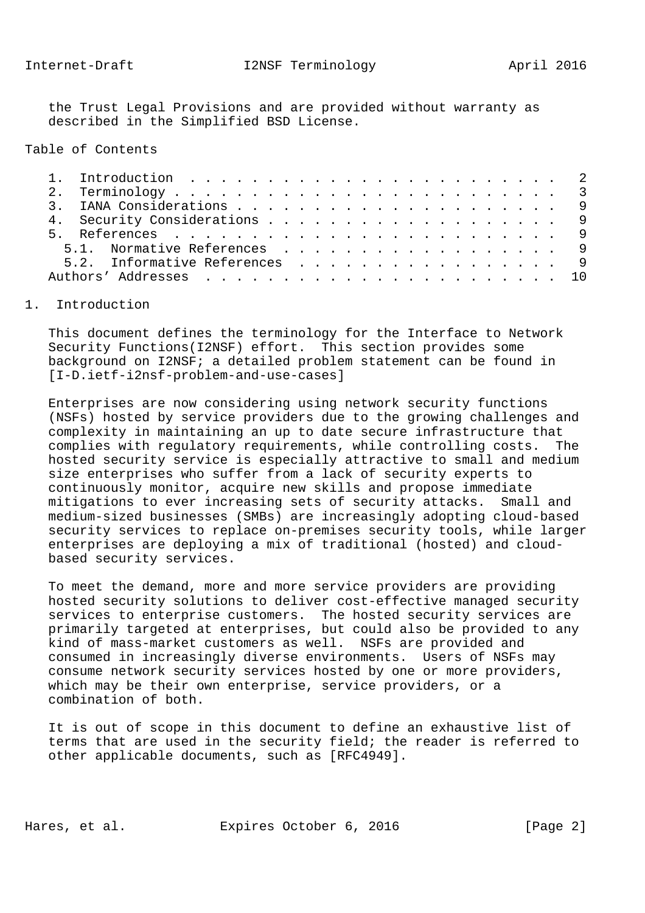the Trust Legal Provisions and are provided without warranty as described in the Simplified BSD License.

Table of Contents

1. Introduction . . . . . . . . . . . . . . . . . . . . . . . . 2
2. Terminology . . . . . . . . . . . . . . . . . . . . . . . . . 3
3. IANA Considerations . . . . . . . . . . . . . . . . . . . . . 9
4. Security Considerations . . . . . . . . . . . . . . . . . . . 9
5. References . . . . . . . . . . . . . . . . . . . . . . . . . 9
   5.1. Normative References . . . . . . . . . . . . . . . . . . 9
   5.2. Informative References . . . . . . . . . . . . . . . . . 9
Authors' Addresses . . . . . . . . . . . . . . . . . . . . . . . 10

# 1. Introduction

This document defines the terminology for the Interface to Network Security Functions(I2NSF) effort. This section provides some background on I2NSF; a detailed problem statement can be found in [I-D.ietf-i2nsf-problem-and-use-cases]

Enterprises are now considering using network security functions (NSFs) hosted by service providers due to the growing challenges and complexity in maintaining an up to date secure infrastructure that complies with regulatory requirements, while controlling costs. The hosted security service is especially attractive to small and medium size enterprises who suffer from a lack of security experts to continuously monitor, acquire new skills and propose immediate mitigations to ever increasing sets of security attacks. Small and medium-sized businesses (SMBs) are increasingly adopting cloud-based security services to replace on-premises security tools, while larger enterprises are deploying a mix of traditional (hosted) and cloud-based security services.

To meet the demand, more and more service providers are providing hosted security solutions to deliver cost-effective managed security services to enterprise customers. The hosted security services are primarily targeted at enterprises, but could also be provided to any kind of mass-market customers as well. NSFs are provided and consumed in increasingly diverse environments. Users of NSFs may consume network security services hosted by one or more providers, which may be their own enterprise, service providers, or a combination of both.

It is out of scope in this document to define an exhaustive list of terms that are used in the security field; the reader is referred to other applicable documents, such as [RFC4949].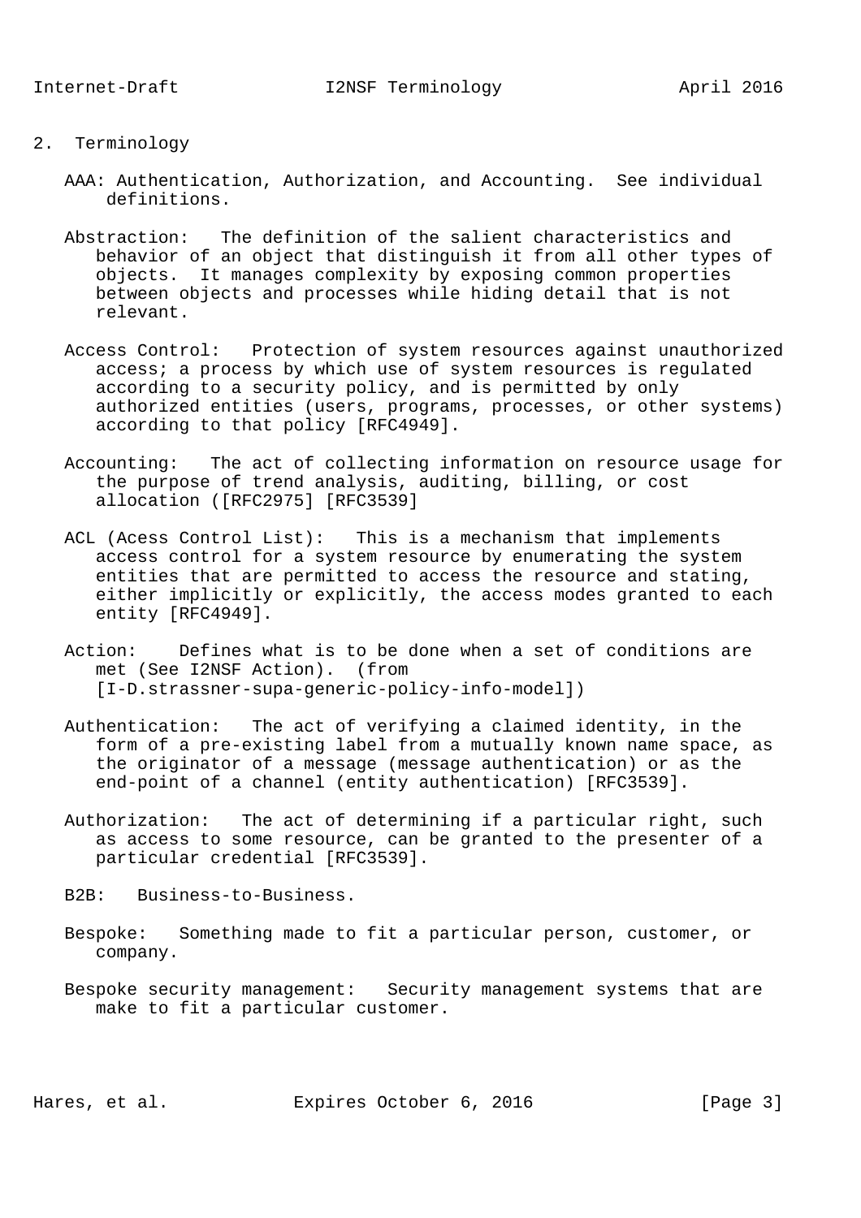## 2. Terminology

AAA: Authentication, Authorization, and Accounting. See individual definitions.

Abstraction: The definition of the salient characteristics and behavior of an object that distinguish it from all other types of objects. It manages complexity by exposing common properties between objects and processes while hiding detail that is not relevant.

Access Control: Protection of system resources against unauthorized access; a process by which use of system resources is regulated according to a security policy, and is permitted by only authorized entities (users, programs, processes, or other systems) according to that policy [RFC4949].

Accounting: The act of collecting information on resource usage for the purpose of trend analysis, auditing, billing, or cost allocation ([RFC2975] [RFC3539]

ACL (Acess Control List): This is a mechanism that implements access control for a system resource by enumerating the system entities that are permitted to access the resource and stating, either implicitly or explicitly, the access modes granted to each entity [RFC4949].

Action: Defines what is to be done when a set of conditions are met (See I2NSF Action). (from [I-D.strassner-supa-generic-policy-info-model])

Authentication: The act of verifying a claimed identity, in the form of a pre-existing label from a mutually known name space, as the originator of a message (message authentication) or as the end-point of a channel (entity authentication) [RFC3539].

Authorization: The act of determining if a particular right, such as access to some resource, can be granted to the presenter of a particular credential [RFC3539].

B2B: Business-to-Business.

Bespoke: Something made to fit a particular person, customer, or company.

Bespoke security management: Security management systems that are make to fit a particular customer.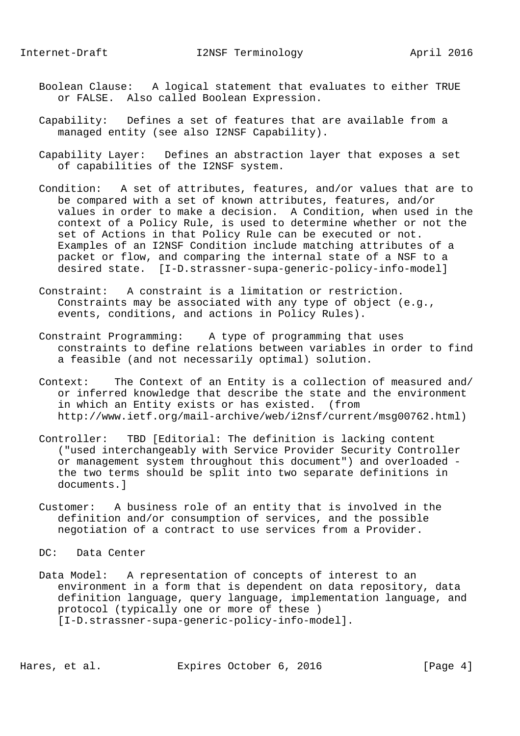Boolean Clause: A logical statement that evaluates to either TRUE or FALSE. Also called Boolean Expression.

Capability: Defines a set of features that are available from a managed entity (see also I2NSF Capability).

Capability Layer: Defines an abstraction layer that exposes a set of capabilities of the I2NSF system.

Condition: A set of attributes, features, and/or values that are to be compared with a set of known attributes, features, and/or values in order to make a decision. A Condition, when used in the context of a Policy Rule, is used to determine whether or not the set of Actions in that Policy Rule can be executed or not. Examples of an I2NSF Condition include matching attributes of a packet or flow, and comparing the internal state of a NSF to a desired state. [I-D.strassner-supa-generic-policy-info-model]

Constraint: A constraint is a limitation or restriction. Constraints may be associated with any type of object (e.g., events, conditions, and actions in Policy Rules).

Constraint Programming: A type of programming that uses constraints to define relations between variables in order to find a feasible (and not necessarily optimal) solution.

Context: The Context of an Entity is a collection of measured and/ or inferred knowledge that describe the state and the environment in which an Entity exists or has existed. (from http://www.ietf.org/mail-archive/web/i2nsf/current/msg00762.html)

Controller: TBD [Editorial: The definition is lacking content ("used interchangeably with Service Provider Security Controller or management system throughout this document") and overloaded - the two terms should be split into two separate definitions in documents.]

Customer: A business role of an entity that is involved in the definition and/or consumption of services, and the possible negotiation of a contract to use services from a Provider.

DC: Data Center

Data Model: A representation of concepts of interest to an environment in a form that is dependent on data repository, data definition language, query language, implementation language, and protocol (typically one or more of these ) [I-D.strassner-supa-generic-policy-info-model].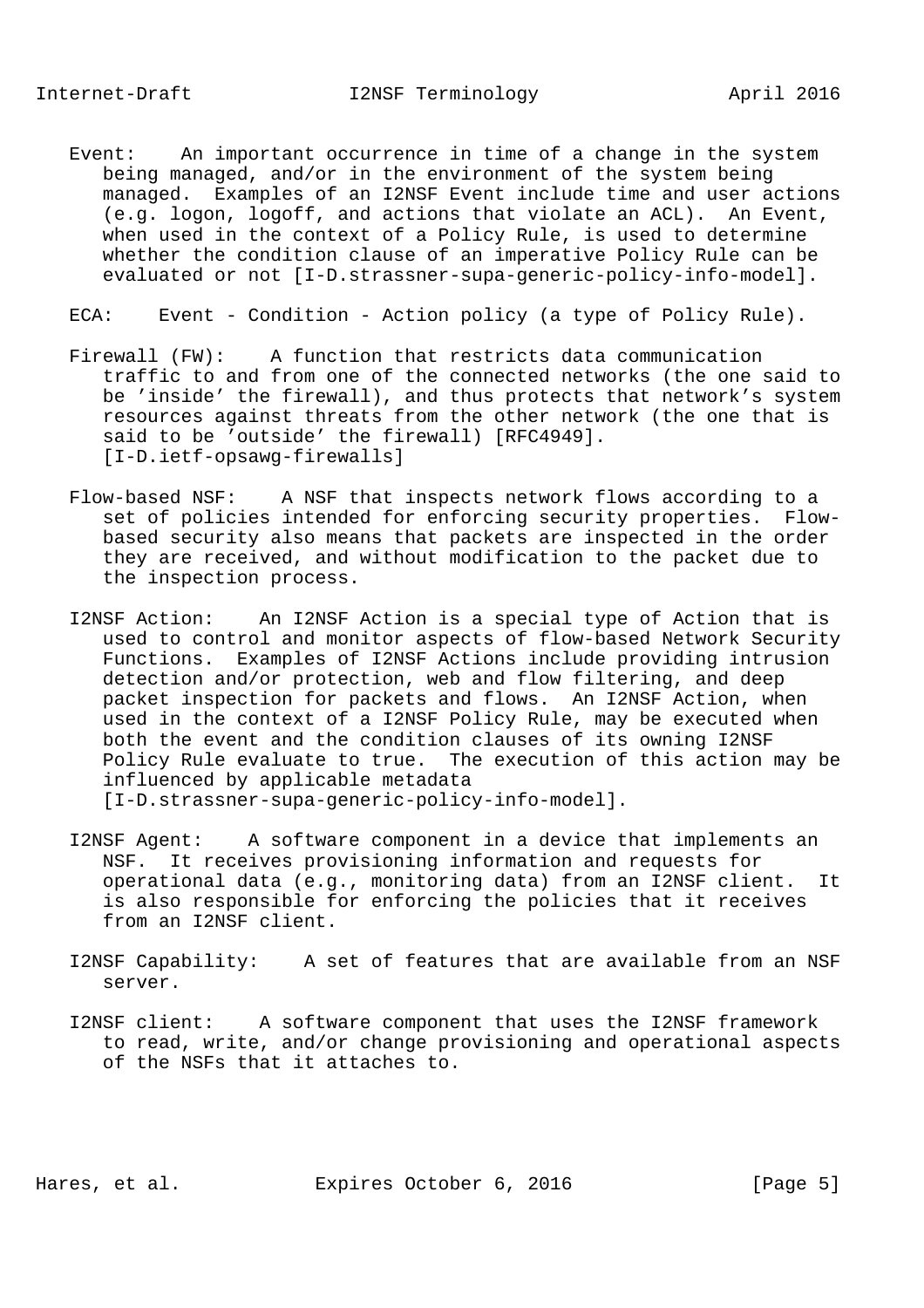Event: An important occurrence in time of a change in the system being managed, and/or in the environment of the system being managed. Examples of an I2NSF Event include time and user actions (e.g. logon, logoff, and actions that violate an ACL). An Event, when used in the context of a Policy Rule, is used to determine whether the condition clause of an imperative Policy Rule can be evaluated or not [I-D.strassner-supa-generic-policy-info-model].

ECA: Event - Condition - Action policy (a type of Policy Rule).

Firewall (FW): A function that restricts data communication traffic to and from one of the connected networks (the one said to be 'inside' the firewall), and thus protects that network's system resources against threats from the other network (the one that is said to be 'outside' the firewall) [RFC4949]. [I-D.ietf-opsawg-firewalls]

Flow-based NSF: A NSF that inspects network flows according to a set of policies intended for enforcing security properties. Flow-based security also means that packets are inspected in the order they are received, and without modification to the packet due to the inspection process.

I2NSF Action: An I2NSF Action is a special type of Action that is used to control and monitor aspects of flow-based Network Security Functions. Examples of I2NSF Actions include providing intrusion detection and/or protection, web and flow filtering, and deep packet inspection for packets and flows. An I2NSF Action, when used in the context of a I2NSF Policy Rule, may be executed when both the event and the condition clauses of its owning I2NSF Policy Rule evaluate to true. The execution of this action may be influenced by applicable metadata [I-D.strassner-supa-generic-policy-info-model].

I2NSF Agent: A software component in a device that implements an NSF. It receives provisioning information and requests for operational data (e.g., monitoring data) from an I2NSF client. It is also responsible for enforcing the policies that it receives from an I2NSF client.

I2NSF Capability: A set of features that are available from an NSF server.

I2NSF client: A software component that uses the I2NSF framework to read, write, and/or change provisioning and operational aspects of the NSFs that it attaches to.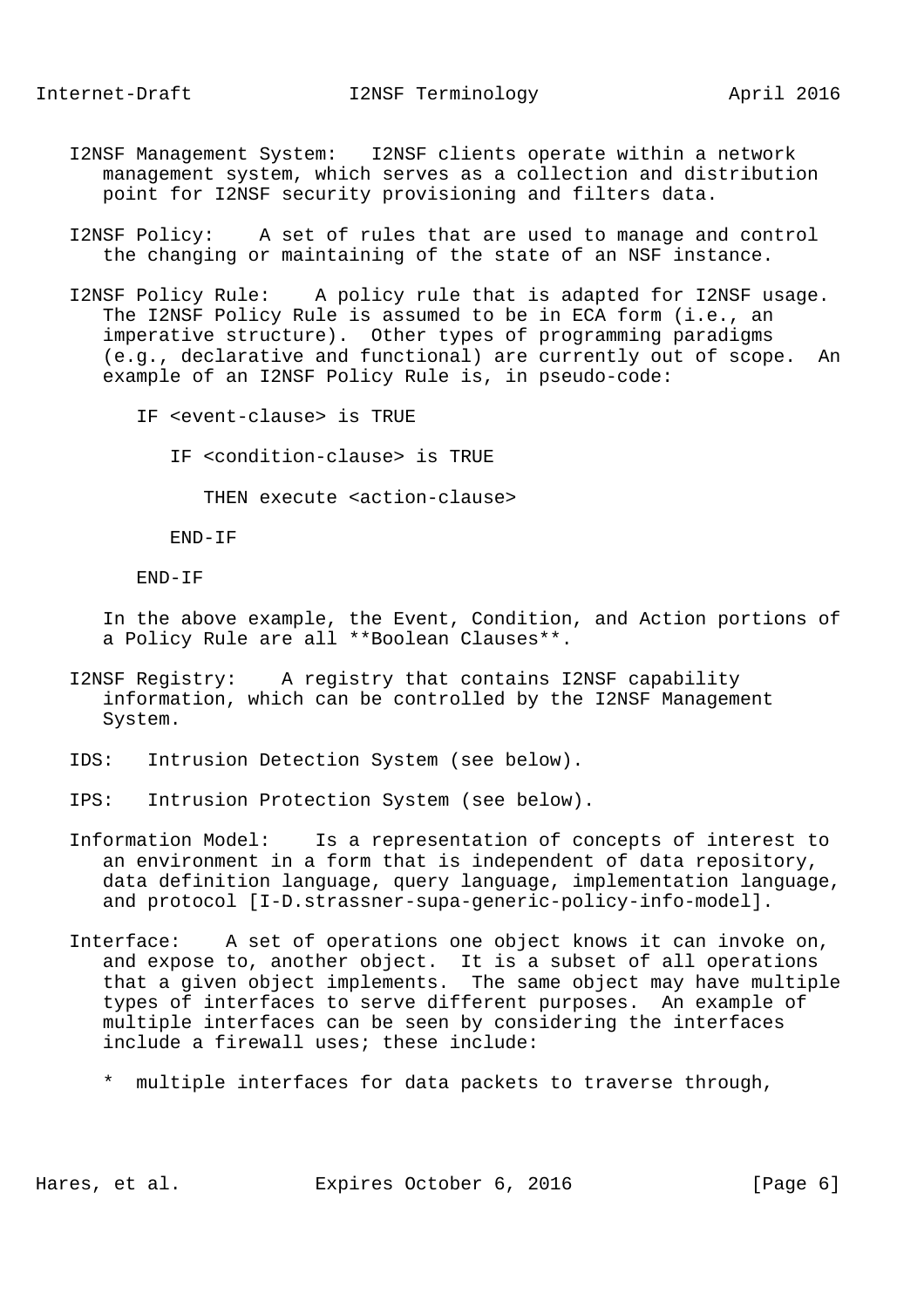I2NSF Management System: I2NSF clients operate within a network management system, which serves as a collection and distribution point for I2NSF security provisioning and filters data.

I2NSF Policy: A set of rules that are used to manage and control the changing or maintaining of the state of an NSF instance.

I2NSF Policy Rule: A policy rule that is adapted for I2NSF usage. The I2NSF Policy Rule is assumed to be in ECA form (i.e., an imperative structure). Other types of programming paradigms (e.g., declarative and functional) are currently out of scope. An example of an I2NSF Policy Rule is, in pseudo-code:

```
IF <event-clause> is TRUE

   IF <condition-clause> is TRUE

      THEN execute <action-clause>

   END-IF

END-IF
```

In the above example, the Event, Condition, and Action portions of a Policy Rule are all **Boolean Clauses**.

I2NSF Registry: A registry that contains I2NSF capability information, which can be controlled by the I2NSF Management System.

IDS: Intrusion Detection System (see below).

IPS: Intrusion Protection System (see below).

Information Model: Is a representation of concepts of interest to an environment in a form that is independent of data repository, data definition language, query language, implementation language, and protocol [I-D.strassner-supa-generic-policy-info-model].

Interface: A set of operations one object knows it can invoke on, and expose to, another object. It is a subset of all operations that a given object implements. The same object may have multiple types of interfaces to serve different purposes. An example of multiple interfaces can be seen by considering the interfaces include a firewall uses; these include:

* multiple interfaces for data packets to traverse through,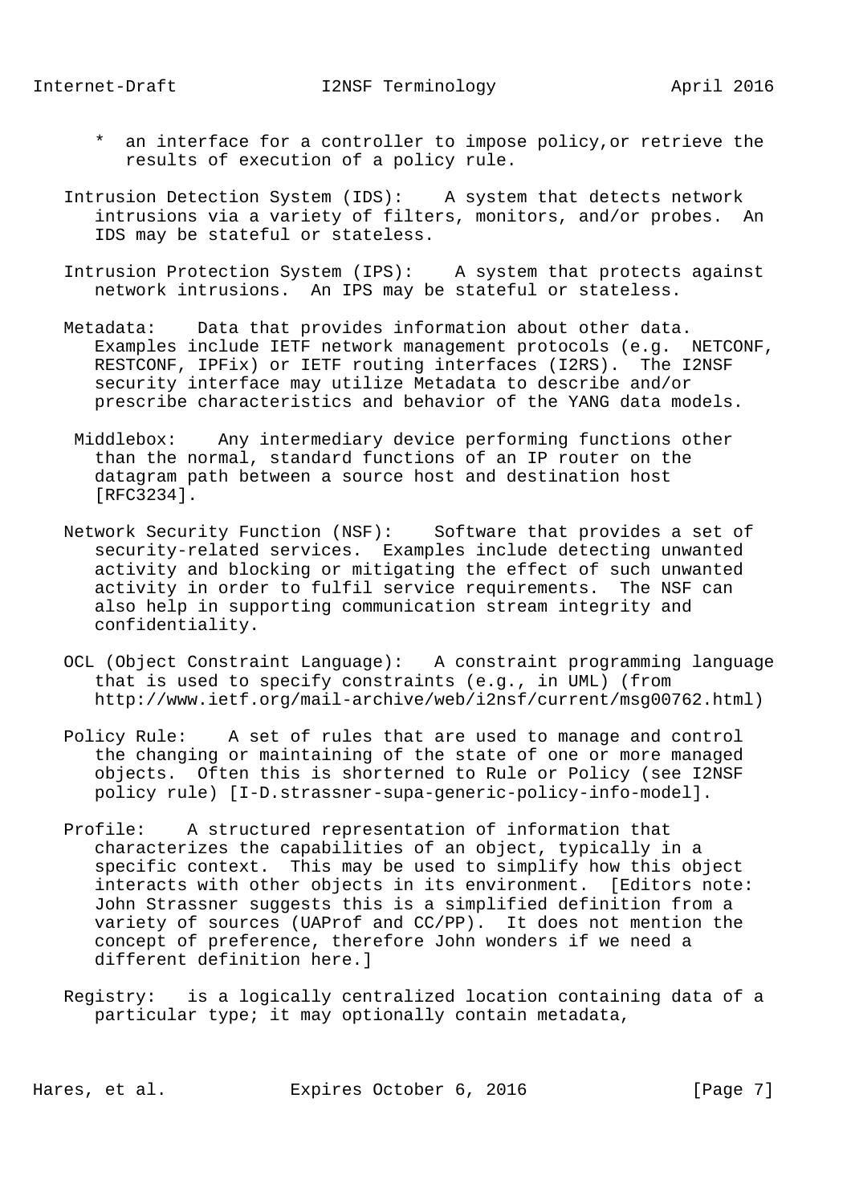* an interface for a controller to impose policy,or retrieve the results of execution of a policy rule.

Intrusion Detection System (IDS): A system that detects network intrusions via a variety of filters, monitors, and/or probes. An IDS may be stateful or stateless.

Intrusion Protection System (IPS): A system that protects against network intrusions. An IPS may be stateful or stateless.

Metadata: Data that provides information about other data. Examples include IETF network management protocols (e.g. NETCONF, RESTCONF, IPFix) or IETF routing interfaces (I2RS). The I2NSF security interface may utilize Metadata to describe and/or prescribe characteristics and behavior of the YANG data models.

Middlebox: Any intermediary device performing functions other than the normal, standard functions of an IP router on the datagram path between a source host and destination host [RFC3234].

Network Security Function (NSF): Software that provides a set of security-related services. Examples include detecting unwanted activity and blocking or mitigating the effect of such unwanted activity in order to fulfil service requirements. The NSF can also help in supporting communication stream integrity and confidentiality.

OCL (Object Constraint Language): A constraint programming language that is used to specify constraints (e.g., in UML) (from http://www.ietf.org/mail-archive/web/i2nsf/current/msg00762.html)

Policy Rule: A set of rules that are used to manage and control the changing or maintaining of the state of one or more managed objects. Often this is shorterned to Rule or Policy (see I2NSF policy rule) [I-D.strassner-supa-generic-policy-info-model].

Profile: A structured representation of information that characterizes the capabilities of an object, typically in a specific context. This may be used to simplify how this object interacts with other objects in its environment. [Editors note: John Strassner suggests this is a simplified definition from a variety of sources (UAProf and CC/PP). It does not mention the concept of preference, therefore John wonders if we need a different definition here.]

Registry: is a logically centralized location containing data of a particular type; it may optionally contain metadata,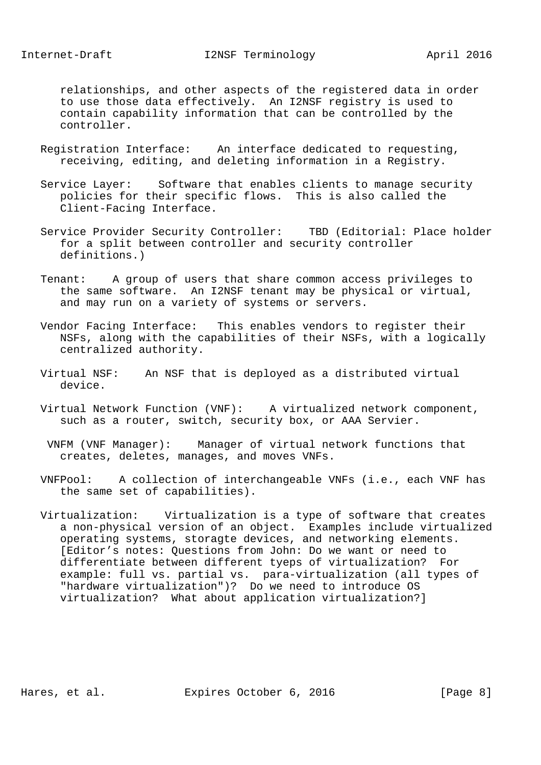relationships, and other aspects of the registered data in order to use those data effectively. An I2NSF registry is used to contain capability information that can be controlled by the controller.

Registration Interface: An interface dedicated to requesting, receiving, editing, and deleting information in a Registry.

Service Layer: Software that enables clients to manage security policies for their specific flows. This is also called the Client-Facing Interface.

Service Provider Security Controller: TBD (Editorial: Place holder for a split between controller and security controller definitions.)

Tenant: A group of users that share common access privileges to the same software. An I2NSF tenant may be physical or virtual, and may run on a variety of systems or servers.

Vendor Facing Interface: This enables vendors to register their NSFs, along with the capabilities of their NSFs, with a logically centralized authority.

Virtual NSF: An NSF that is deployed as a distributed virtual device.

Virtual Network Function (VNF): A virtualized network component, such as a router, switch, security box, or AAA Servier.

VNFM (VNF Manager): Manager of virtual network functions that creates, deletes, manages, and moves VNFs.

VNFPool: A collection of interchangeable VNFs (i.e., each VNF has the same set of capabilities).

Virtualization: Virtualization is a type of software that creates a non-physical version of an object. Examples include virtualized operating systems, storagte devices, and networking elements. [Editor’s notes: Questions from John: Do we want or need to differentiate between different tyeps of virtualization? For example: full vs. partial vs. para-virtualization (all types of "hardware virtualization")? Do we need to introduce OS virtualization? What about application virtualization?]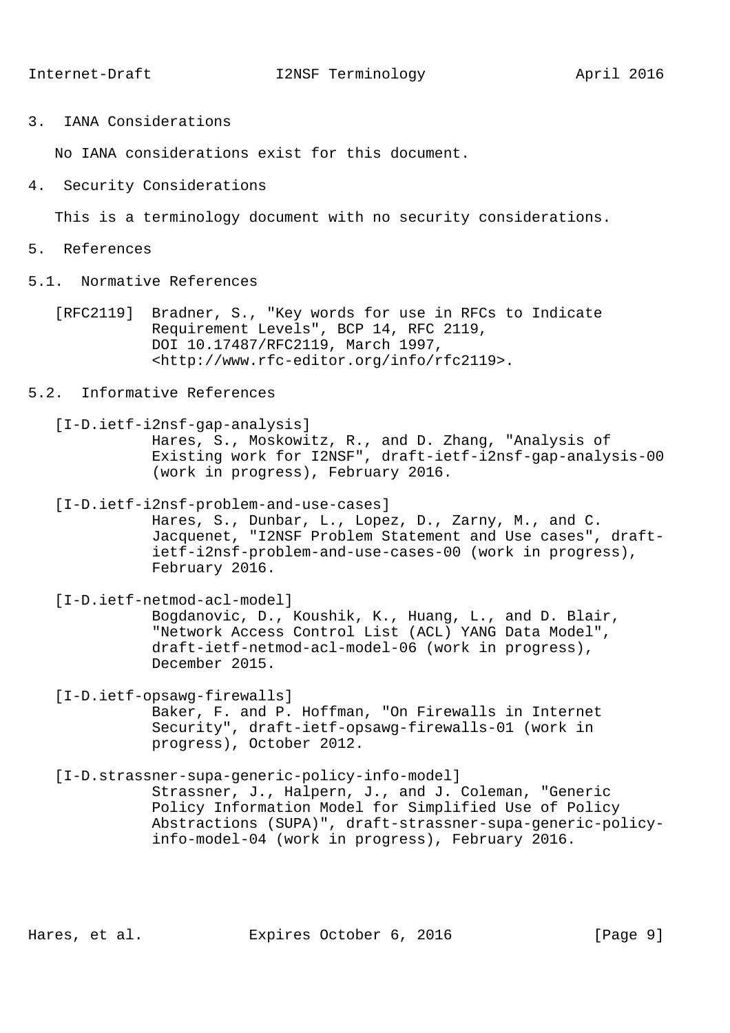## 3. IANA Considerations

No IANA considerations exist for this document.

## 4. Security Considerations

This is a terminology document with no security considerations.

## 5. References

### 5.1. Normative References

[RFC2119] Bradner, S., "Key words for use in RFCs to Indicate Requirement Levels", BCP 14, RFC 2119, DOI 10.17487/RFC2119, March 1997, <http://www.rfc-editor.org/info/rfc2119>.

### 5.2. Informative References

[I-D.ietf-i2nsf-gap-analysis]
Hares, S., Moskowitz, R., and D. Zhang, "Analysis of Existing work for I2NSF", draft-ietf-i2nsf-gap-analysis-00 (work in progress), February 2016.

[I-D.ietf-i2nsf-problem-and-use-cases]
Hares, S., Dunbar, L., Lopez, D., Zarny, M., and C. Jacquenet, "I2NSF Problem Statement and Use cases", draft-ietf-i2nsf-problem-and-use-cases-00 (work in progress), February 2016.

[I-D.ietf-netmod-acl-model]
Bogdanovic, D., Koushik, K., Huang, L., and D. Blair, "Network Access Control List (ACL) YANG Data Model", draft-ietf-netmod-acl-model-06 (work in progress), December 2015.

[I-D.ietf-opsawg-firewalls]
Baker, F. and P. Hoffman, "On Firewalls in Internet Security", draft-ietf-opsawg-firewalls-01 (work in progress), October 2012.

[I-D.strassner-supa-generic-policy-info-model]
Strassner, J., Halpern, J., and J. Coleman, "Generic Policy Information Model for Simplified Use of Policy Abstractions (SUPA)", draft-strassner-supa-generic-policy-info-model-04 (work in progress), February 2016.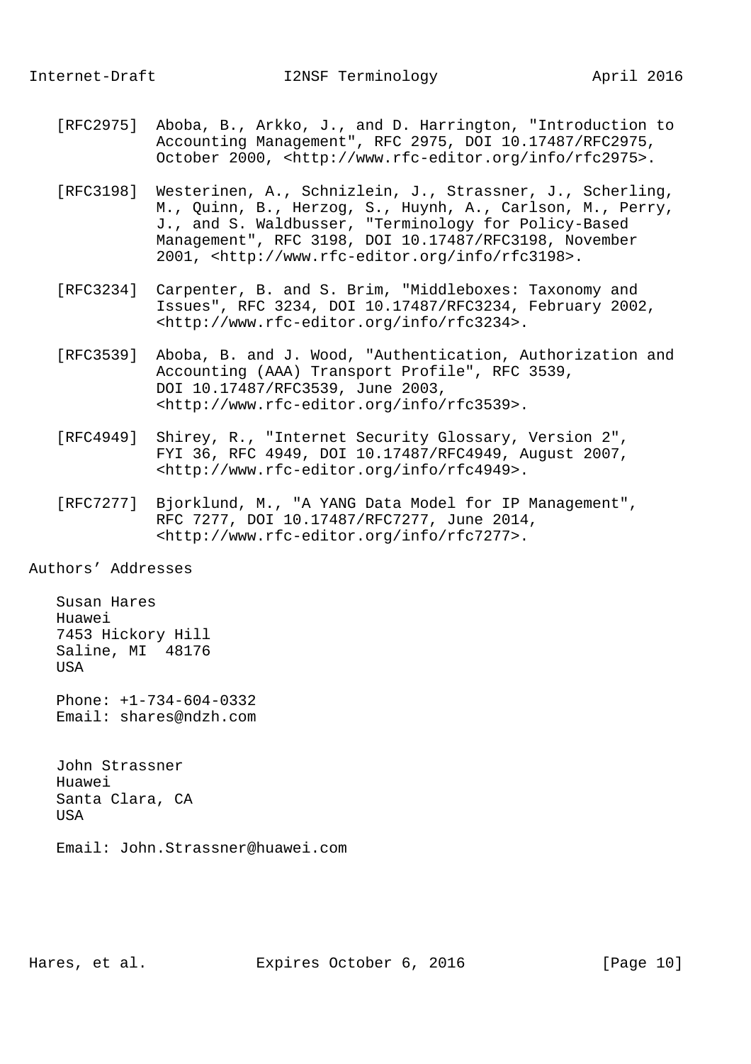[RFC2975] Aboba, B., Arkko, J., and D. Harrington, "Introduction to Accounting Management", RFC 2975, DOI 10.17487/RFC2975, October 2000, <http://www.rfc-editor.org/info/rfc2975>.

[RFC3198] Westerinen, A., Schnizlein, J., Strassner, J., Scherling, M., Quinn, B., Herzog, S., Huynh, A., Carlson, M., Perry, J., and S. Waldbusser, "Terminology for Policy-Based Management", RFC 3198, DOI 10.17487/RFC3198, November 2001, <http://www.rfc-editor.org/info/rfc3198>.

[RFC3234] Carpenter, B. and S. Brim, "Middleboxes: Taxonomy and Issues", RFC 3234, DOI 10.17487/RFC3234, February 2002, <http://www.rfc-editor.org/info/rfc3234>.

[RFC3539] Aboba, B. and J. Wood, "Authentication, Authorization and Accounting (AAA) Transport Profile", RFC 3539, DOI 10.17487/RFC3539, June 2003, <http://www.rfc-editor.org/info/rfc3539>.

[RFC4949] Shirey, R., "Internet Security Glossary, Version 2", FYI 36, RFC 4949, DOI 10.17487/RFC4949, August 2007, <http://www.rfc-editor.org/info/rfc4949>.

[RFC7277] Bjorklund, M., "A YANG Data Model for IP Management", RFC 7277, DOI 10.17487/RFC7277, June 2014, <http://www.rfc-editor.org/info/rfc7277>.

## Authors' Addresses

Susan Hares
Huawei
7453 Hickory Hill
Saline, MI 48176
USA

Phone: +1-734-604-0332
Email: shares@ndzh.com

John Strassner
Huawei
Santa Clara, CA
USA

Email: John.Strassner@huawei.com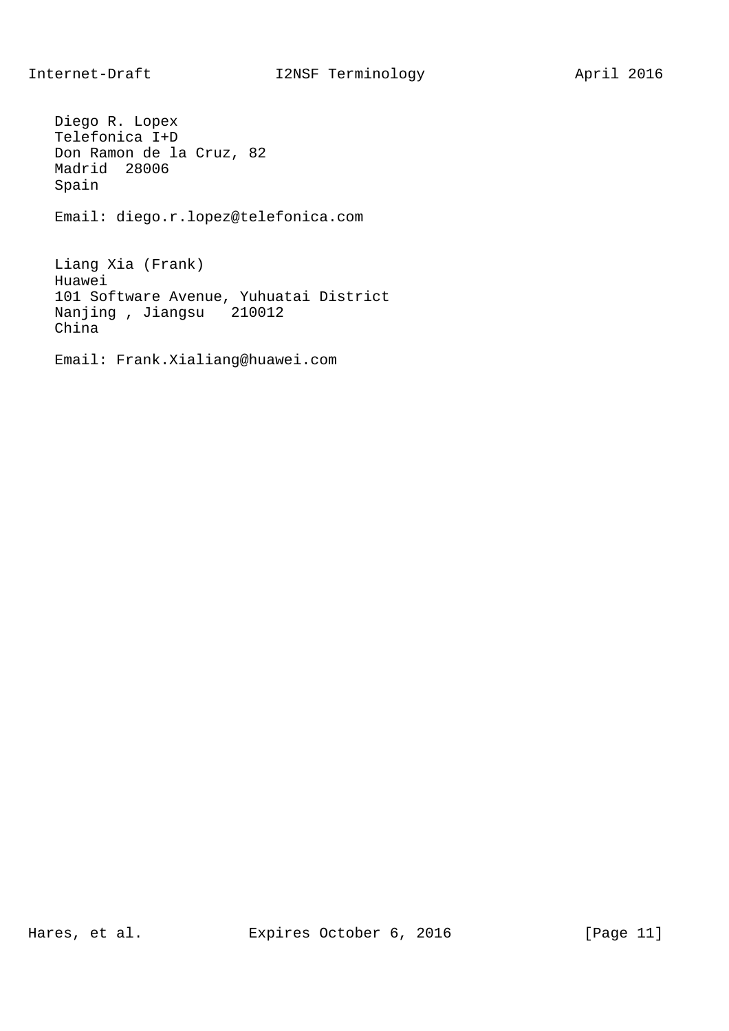Diego R. Lopex
Telefonica I+D
Don Ramon de la Cruz, 82
Madrid 28006
Spain

Email: diego.r.lopez@telefonica.com

Liang Xia (Frank)
Huawei
101 Software Avenue, Yuhuatai District
Nanjing , Jiangsu 210012
China

Email: Frank.Xialiang@huawei.com